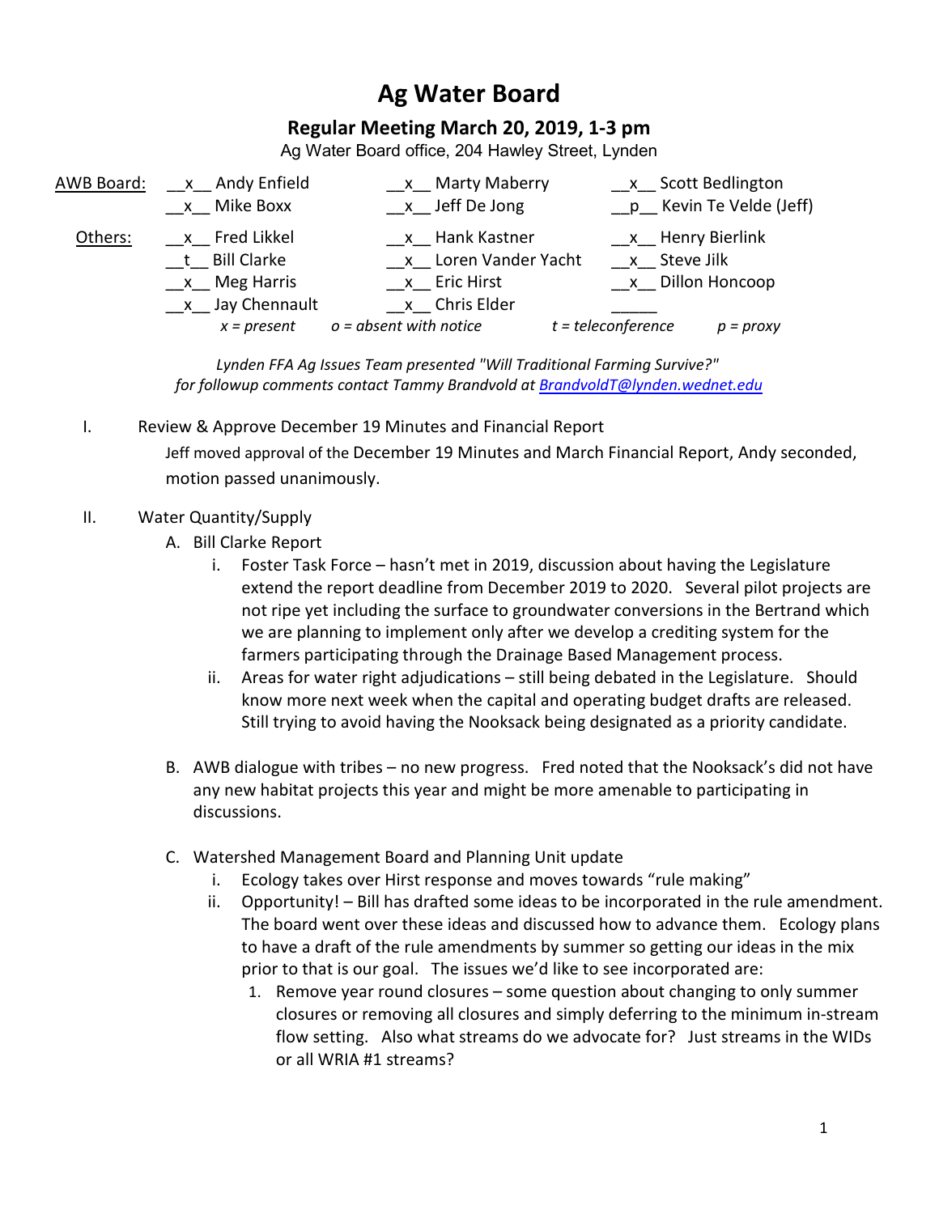# Ag Water Board

## Regular Meeting March 20, 2019, 1-3 pm

Ag Water Board office, 204 Hawley Street, Lynden

| AWB Board: | __x__ Andy Enfield | __x__ Marty Maberry | __x__ Scott Bedlington |
|---|---|---|---|
| | __x__ Mike Boxx | __x__ Jeff De Jong | __p__ Kevin Te Velde (Jeff) |
| Others: | __x__ Fred Likkel | __x__ Hank Kastner | __x__ Henry Bierlink |
| | __t__ Bill Clarke | __x__ Loren Vander Yacht | __x__ Steve Jilk |
| | __x__ Meg Harris | __x__ Eric Hirst | __x__ Dillon Honcoop |
| | __x__ Jay Chennault | __x__ Chris Elder | _____ |

*x = present    o = absent with notice    t = teleconference    p = proxy*

*Lynden FFA Ag Issues Team presented "Will Traditional Farming Survive?"*
*for followup comments contact Tammy Brandvold at BrandvoldT@lynden.wednet.edu*

I. Review & Approve December 19 Minutes and Financial Report

Jeff moved approval of the December 19 Minutes and March Financial Report, Andy seconded, motion passed unanimously.

II. Water Quantity/Supply

A. Bill Clarke Report

i. Foster Task Force – hasn't met in 2019, discussion about having the Legislature extend the report deadline from December 2019 to 2020. Several pilot projects are not ripe yet including the surface to groundwater conversions in the Bertrand which we are planning to implement only after we develop a crediting system for the farmers participating through the Drainage Based Management process.

ii. Areas for water right adjudications – still being debated in the Legislature. Should know more next week when the capital and operating budget drafts are released. Still trying to avoid having the Nooksack being designated as a priority candidate.

B. AWB dialogue with tribes – no new progress. Fred noted that the Nooksack's did not have any new habitat projects this year and might be more amenable to participating in discussions.

C. Watershed Management Board and Planning Unit update

i. Ecology takes over Hirst response and moves towards "rule making"

ii. Opportunity! – Bill has drafted some ideas to be incorporated in the rule amendment. The board went over these ideas and discussed how to advance them. Ecology plans to have a draft of the rule amendments by summer so getting our ideas in the mix prior to that is our goal. The issues we'd like to see incorporated are:

1. Remove year round closures – some question about changing to only summer closures or removing all closures and simply deferring to the minimum in-stream flow setting. Also what streams do we advocate for? Just streams in the WIDs or all WRIA #1 streams?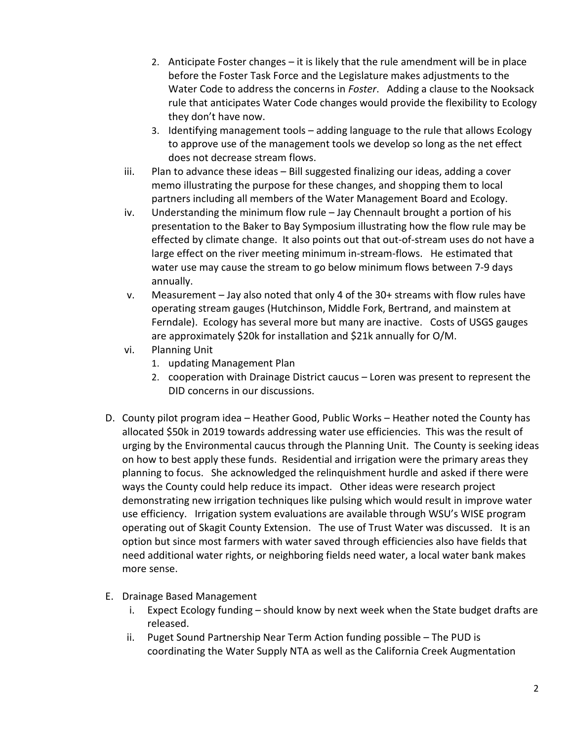2. Anticipate Foster changes – it is likely that the rule amendment will be in place before the Foster Task Force and the Legislature makes adjustments to the Water Code to address the concerns in *Foster*. Adding a clause to the Nooksack rule that anticipates Water Code changes would provide the flexibility to Ecology they don't have now.
   3. Identifying management tools – adding language to the rule that allows Ecology to approve use of the management tools we develop so long as the net effect does not decrease stream flows.

iii. Plan to advance these ideas – Bill suggested finalizing our ideas, adding a cover memo illustrating the purpose for these changes, and shopping them to local partners including all members of the Water Management Board and Ecology.

iv. Understanding the minimum flow rule – Jay Chennault brought a portion of his presentation to the Baker to Bay Symposium illustrating how the flow rule may be effected by climate change. It also points out that out-of-stream uses do not have a large effect on the river meeting minimum in-stream-flows. He estimated that water use may cause the stream to go below minimum flows between 7-9 days annually.

v. Measurement – Jay also noted that only 4 of the 30+ streams with flow rules have operating stream gauges (Hutchinson, Middle Fork, Bertrand, and mainstem at Ferndale). Ecology has several more but many are inactive. Costs of USGS gauges are approximately $20k for installation and $21k annually for O/M.

vi. Planning Unit
   1. updating Management Plan
   2. cooperation with Drainage District caucus – Loren was present to represent the DID concerns in our discussions.

D. County pilot program idea – Heather Good, Public Works – Heather noted the County has allocated $50k in 2019 towards addressing water use efficiencies. This was the result of urging by the Environmental caucus through the Planning Unit. The County is seeking ideas on how to best apply these funds. Residential and irrigation were the primary areas they planning to focus. She acknowledged the relinquishment hurdle and asked if there were ways the County could help reduce its impact. Other ideas were research project demonstrating new irrigation techniques like pulsing which would result in improve water use efficiency. Irrigation system evaluations are available through WSU's WISE program operating out of Skagit County Extension. The use of Trust Water was discussed. It is an option but since most farmers with water saved through efficiencies also have fields that need additional water rights, or neighboring fields need water, a local water bank makes more sense.

E. Drainage Based Management

   i. Expect Ecology funding – should know by next week when the State budget drafts are released.
   ii. Puget Sound Partnership Near Term Action funding possible – The PUD is coordinating the Water Supply NTA as well as the California Creek Augmentation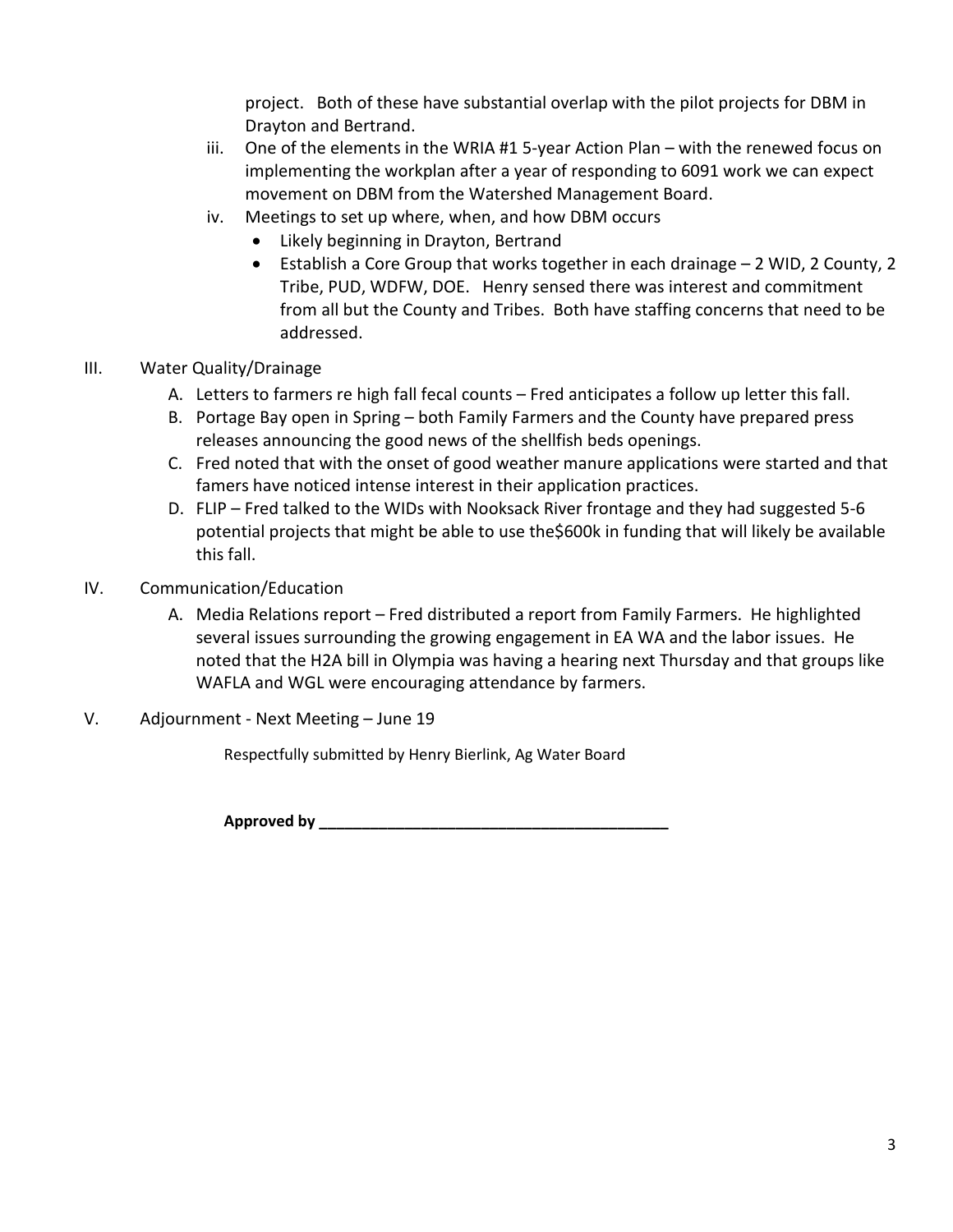project. Both of these have substantial overlap with the pilot projects for DBM in Drayton and Bertrand.

iii. One of the elements in the WRIA #1 5-year Action Plan – with the renewed focus on implementing the workplan after a year of responding to 6091 work we can expect movement on DBM from the Watershed Management Board.

iv. Meetings to set up where, when, and how DBM occurs
   - Likely beginning in Drayton, Bertrand
   - Establish a Core Group that works together in each drainage – 2 WID, 2 County, 2 Tribe, PUD, WDFW, DOE. Henry sensed there was interest and commitment from all but the County and Tribes. Both have staffing concerns that need to be addressed.

III. Water Quality/Drainage

A. Letters to farmers re high fall fecal counts – Fred anticipates a follow up letter this fall.

B. Portage Bay open in Spring – both Family Farmers and the County have prepared press releases announcing the good news of the shellfish beds openings.

C. Fred noted that with the onset of good weather manure applications were started and that famers have noticed intense interest in their application practices.

D. FLIP – Fred talked to the WIDs with Nooksack River frontage and they had suggested 5-6 potential projects that might be able to use the$600k in funding that will likely be available this fall.

IV. Communication/Education

A. Media Relations report – Fred distributed a report from Family Farmers. He highlighted several issues surrounding the growing engagement in EA WA and the labor issues. He noted that the H2A bill in Olympia was having a hearing next Thursday and that groups like WAFLA and WGL were encouraging attendance by farmers.

V. Adjournment - Next Meeting – June 19

Respectfully submitted by Henry Bierlink, Ag Water Board

**Approved by \_\_\_\_\_\_\_\_\_\_\_\_\_\_\_\_\_\_\_\_\_\_\_\_\_\_\_\_\_\_\_\_\_\_\_\_\_\_\_\_**